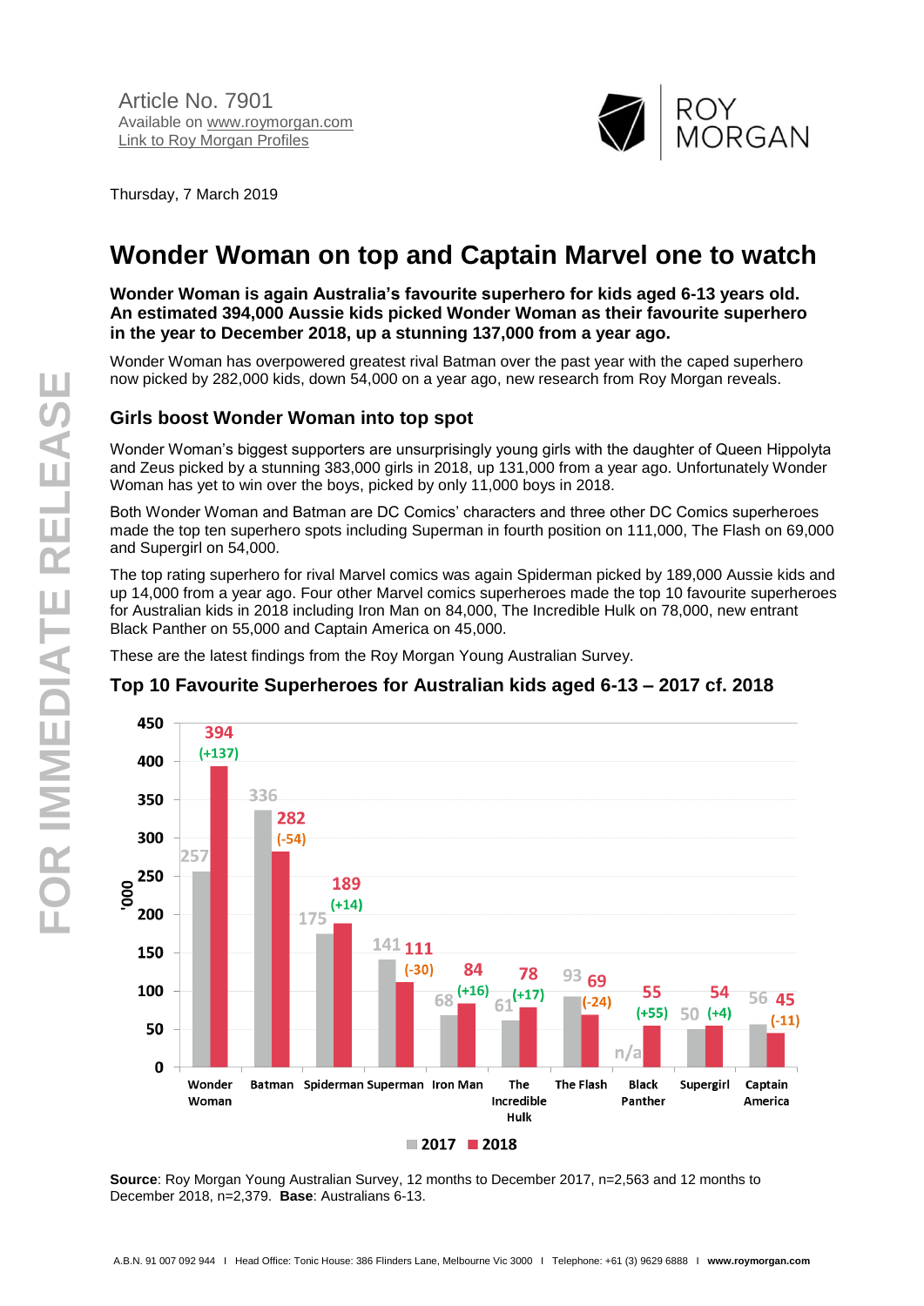Article No. 7901
Available on www.roymorgan.com
Link to Roy Morgan Profiles

Thursday, 7 March 2019

# Wonder Woman on top and Captain Marvel one to watch

**Wonder Woman is again Australia's favourite superhero for kids aged 6-13 years old. An estimated 394,000 Aussie kids picked Wonder Woman as their favourite superhero in the year to December 2018, up a stunning 137,000 from a year ago.**

Wonder Woman has overpowered greatest rival Batman over the past year with the caped superhero now picked by 282,000 kids, down 54,000 on a year ago, new research from Roy Morgan reveals.

## Girls boost Wonder Woman into top spot

Wonder Woman's biggest supporters are unsurprisingly young girls with the daughter of Queen Hippolyta and Zeus picked by a stunning 383,000 girls in 2018, up 131,000 from a year ago. Unfortunately Wonder Woman has yet to win over the boys, picked by only 11,000 boys in 2018.

Both Wonder Woman and Batman are DC Comics' characters and three other DC Comics superheroes made the top ten superhero spots including Superman in fourth position on 111,000, The Flash on 69,000 and Supergirl on 54,000.

The top rating superhero for rival Marvel comics was again Spiderman picked by 189,000 Aussie kids and up 14,000 from a year ago. Four other Marvel comics superheroes made the top 10 favourite superheroes for Australian kids in 2018 including Iron Man on 84,000, The Incredible Hulk on 78,000, new entrant Black Panther on 55,000 and Captain America on 45,000.

These are the latest findings from the Roy Morgan Young Australian Survey.

### Top 10 Favourite Superheroes for Australian kids aged 6-13 – 2017 cf. 2018

| Superhero ('000) | 2017 | 2018 | Change |
|---|---|---|---|
| Wonder Woman | 257 | 394 | (+137) |
| Batman | 336 | 282 | (-54) |
| Spiderman | 175 | 189 | (+14) |
| Superman | 141 | 111 | (-30) |
| Iron Man | 68 | 84 | (+16) |
| The Incredible Hulk | 61 | 78 | (+17) |
| The Flash | 93 | 69 | (-24) |
| Black Panther | n/a | 55 | (+55) |
| Supergirl | 50 | 54 | (+4) |
| Captain America | 56 | 45 | (-11) |

**Source**: Roy Morgan Young Australian Survey, 12 months to December 2017, n=2,563 and 12 months to December 2018, n=2,379. **Base**: Australians 6-13.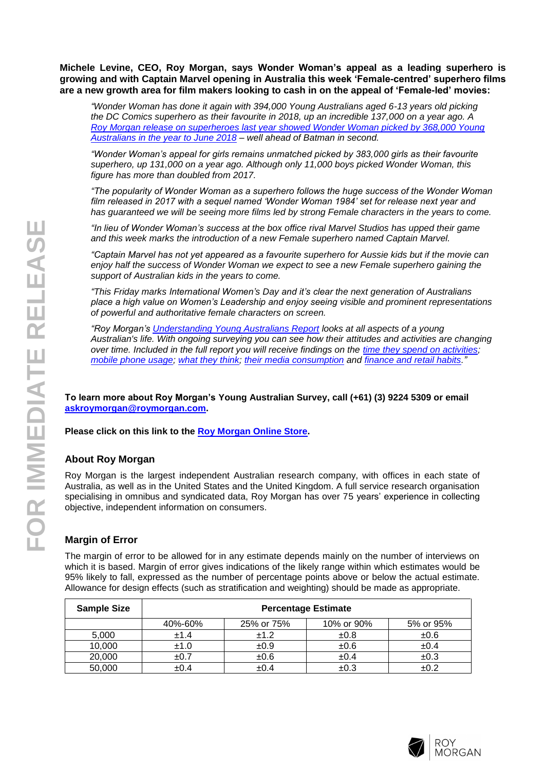**Michele Levine, CEO, Roy Morgan, says Wonder Woman's appeal as a leading superhero is growing and with Captain Marvel opening in Australia this week 'Female-centred' superhero films are a new growth area for film makers looking to cash in on the appeal of 'Female-led' movies:**

*"Wonder Woman has done it again with 394,000 Young Australians aged 6-13 years old picking the DC Comics superhero as their favourite in 2018, up an incredible 137,000 on a year ago. A Roy Morgan release on superheroes last year showed Wonder Woman picked by 368,000 Young Australians in the year to June 2018 – well ahead of Batman in second.*

*"Wonder Woman's appeal for girls remains unmatched picked by 383,000 girls as their favourite superhero, up 131,000 on a year ago. Although only 11,000 boys picked Wonder Woman, this figure has more than doubled from 2017.*

*"The popularity of Wonder Woman as a superhero follows the huge success of the Wonder Woman film released in 2017 with a sequel named 'Wonder Woman 1984' set for release next year and has guaranteed we will be seeing more films led by strong Female characters in the years to come.*

*"In lieu of Wonder Woman's success at the box office rival Marvel Studios has upped their game and this week marks the introduction of a new Female superhero named Captain Marvel.*

*"Captain Marvel has not yet appeared as a favourite superhero for Aussie kids but if the movie can enjoy half the success of Wonder Woman we expect to see a new Female superhero gaining the support of Australian kids in the years to come.*

*"This Friday marks International Women's Day and it's clear the next generation of Australians place a high value on Women's Leadership and enjoy seeing visible and prominent representations of powerful and authoritative female characters on screen.*

*"Roy Morgan's Understanding Young Australians Report looks at all aspects of a young Australian's life. With ongoing surveying you can see how their attitudes and activities are changing over time. Included in the full report you will receive findings on the time they spend on activities; mobile phone usage; what they think; their media consumption and finance and retail habits."*

**To learn more about Roy Morgan's Young Australian Survey, call (+61) (3) 9224 5309 or email askroymorgan@roymorgan.com.**

**Please click on this link to the Roy Morgan Online Store.**

## About Roy Morgan

Roy Morgan is the largest independent Australian research company, with offices in each state of Australia, as well as in the United States and the United Kingdom. A full service research organisation specialising in omnibus and syndicated data, Roy Morgan has over 75 years' experience in collecting objective, independent information on consumers.

## Margin of Error

The margin of error to be allowed for in any estimate depends mainly on the number of interviews on which it is based. Margin of error gives indications of the likely range within which estimates would be 95% likely to fall, expressed as the number of percentage points above or below the actual estimate. Allowance for design effects (such as stratification and weighting) should be made as appropriate.

| Sample Size | Percentage Estimate | | | |
|---|---|---|---|---|
| | 40%-60% | 25% or 75% | 10% or 90% | 5% or 95% |
| 5,000 | ±1.4 | ±1.2 | ±0.8 | ±0.6 |
| 10,000 | ±1.0 | ±0.9 | ±0.6 | ±0.4 |
| 20,000 | ±0.7 | ±0.6 | ±0.4 | ±0.3 |
| 50,000 | ±0.4 | ±0.4 | ±0.3 | ±0.2 |